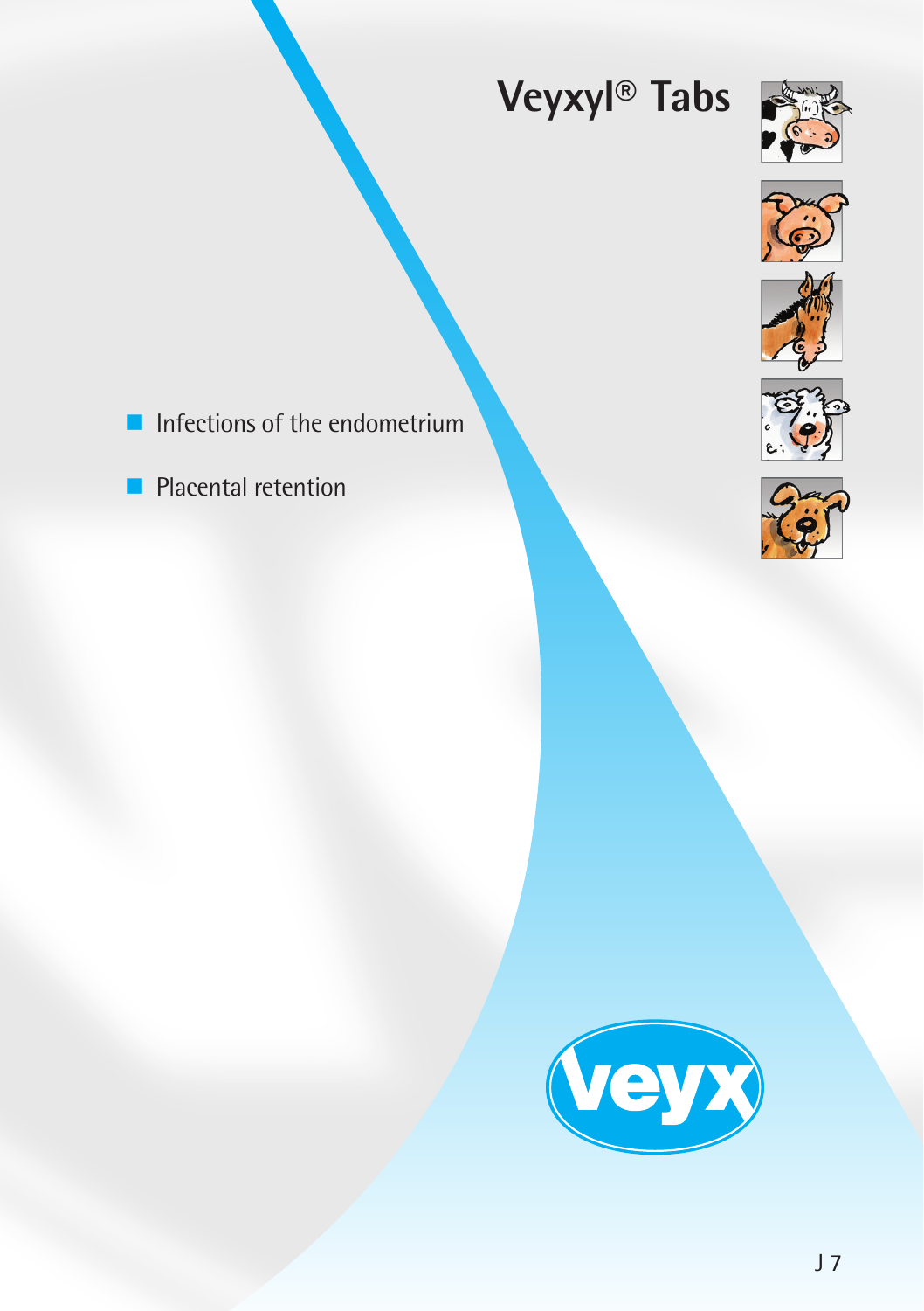# Veyxyl® Tabs

- Infections of the endometrium
- Placental retention

veyx

J 7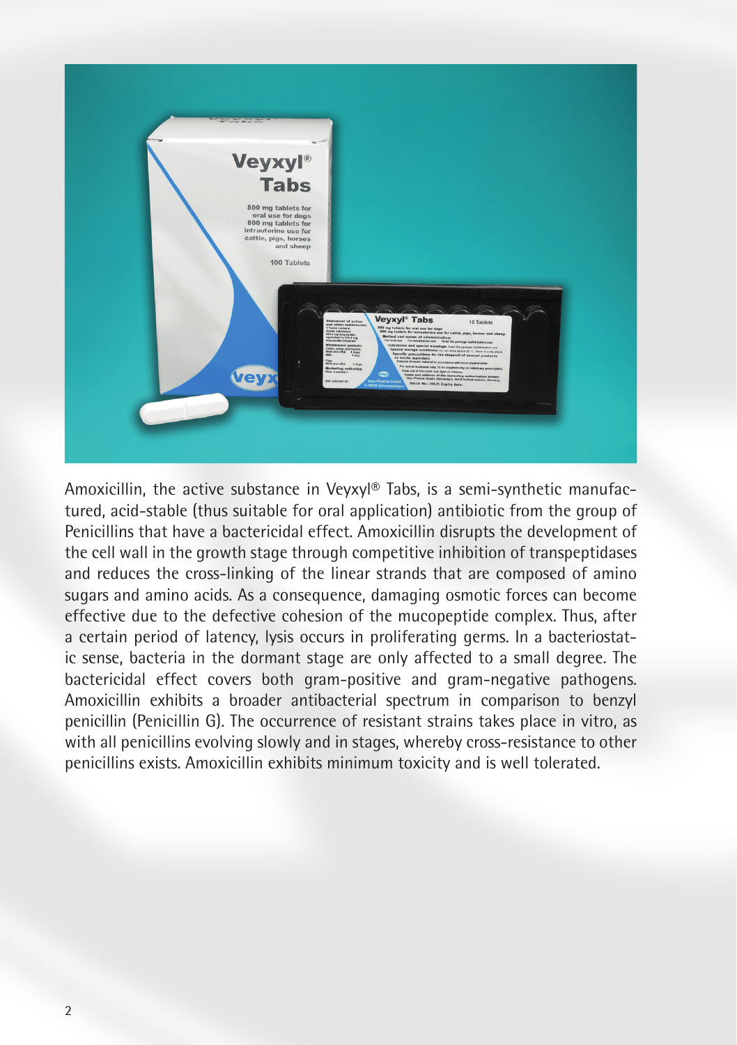Amoxicillin, the active substance in Veyxyl® Tabs, is a semi-synthetic manufactured, acid-stable (thus suitable for oral application) antibiotic from the group of Penicillins that have a bactericidal effect. Amoxicillin disrupts the development of the cell wall in the growth stage through competitive inhibition of transpeptidases and reduces the cross-linking of the linear strands that are composed of amino sugars and amino acids. As a consequence, damaging osmotic forces can become effective due to the defective cohesion of the mucopeptide complex. Thus, after a certain period of latency, lysis occurs in proliferating germs. In a bacteriostatic sense, bacteria in the dormant stage are only affected to a small degree. The bactericidal effect covers both gram-positive and gram-negative pathogens. Amoxicillin exhibits a broader antibacterial spectrum in comparison to benzyl penicillin (Penicillin G). The occurrence of resistant strains takes place in vitro, as with all penicillins evolving slowly and in stages, whereby cross-resistance to other penicillins exists. Amoxicillin exhibits minimum toxicity and is well tolerated.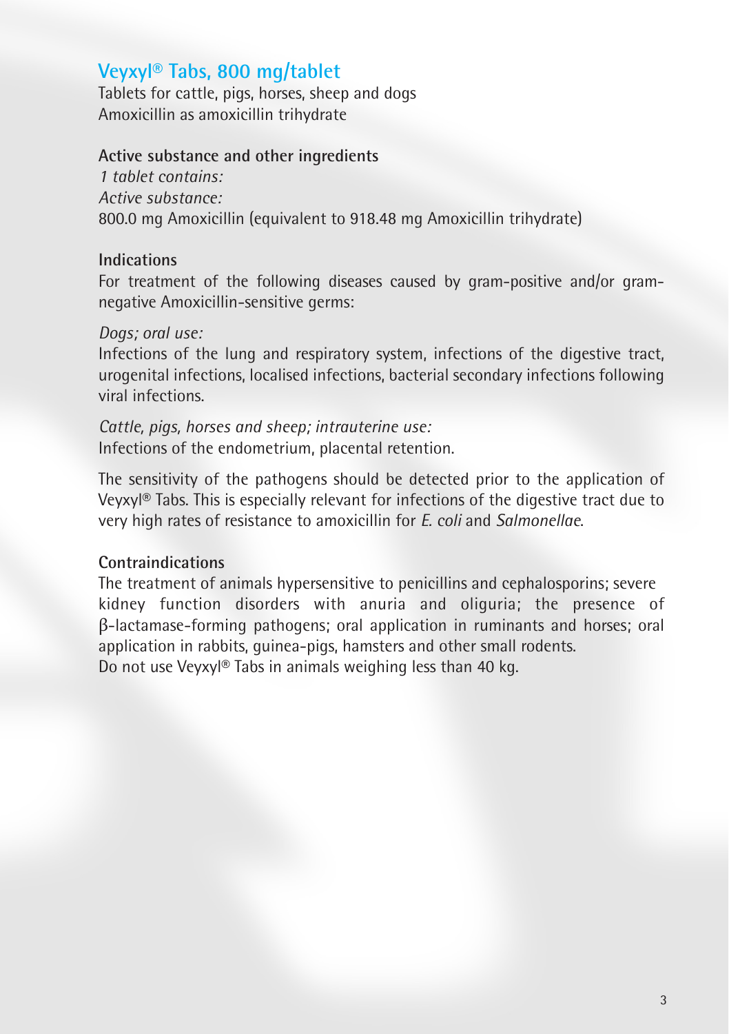# Veyxyl® Tabs, 800 mg/tablet

Tablets for cattle, pigs, horses, sheep and dogs
Amoxicillin as amoxicillin trihydrate

## Active substance and other ingredients

*1 tablet contains:*
*Active substance:*
800.0 mg Amoxicillin (equivalent to 918.48 mg Amoxicillin trihydrate)

## Indications

For treatment of the following diseases caused by gram-positive and/or gram-negative Amoxicillin-sensitive germs:

*Dogs; oral use:*
Infections of the lung and respiratory system, infections of the digestive tract, urogenital infections, localised infections, bacterial secondary infections following viral infections.

*Cattle, pigs, horses and sheep; intrauterine use:*
Infections of the endometrium, placental retention.

The sensitivity of the pathogens should be detected prior to the application of Veyxyl® Tabs. This is especially relevant for infections of the digestive tract due to very high rates of resistance to amoxicillin for *E. coli* and *Salmonellae*.

## Contraindications

The treatment of animals hypersensitive to penicillins and cephalosporins; severe kidney function disorders with anuria and oliguria; the presence of β-lactamase-forming pathogens; oral application in ruminants and horses; oral application in rabbits, guinea-pigs, hamsters and other small rodents.
Do not use Veyxyl® Tabs in animals weighing less than 40 kg.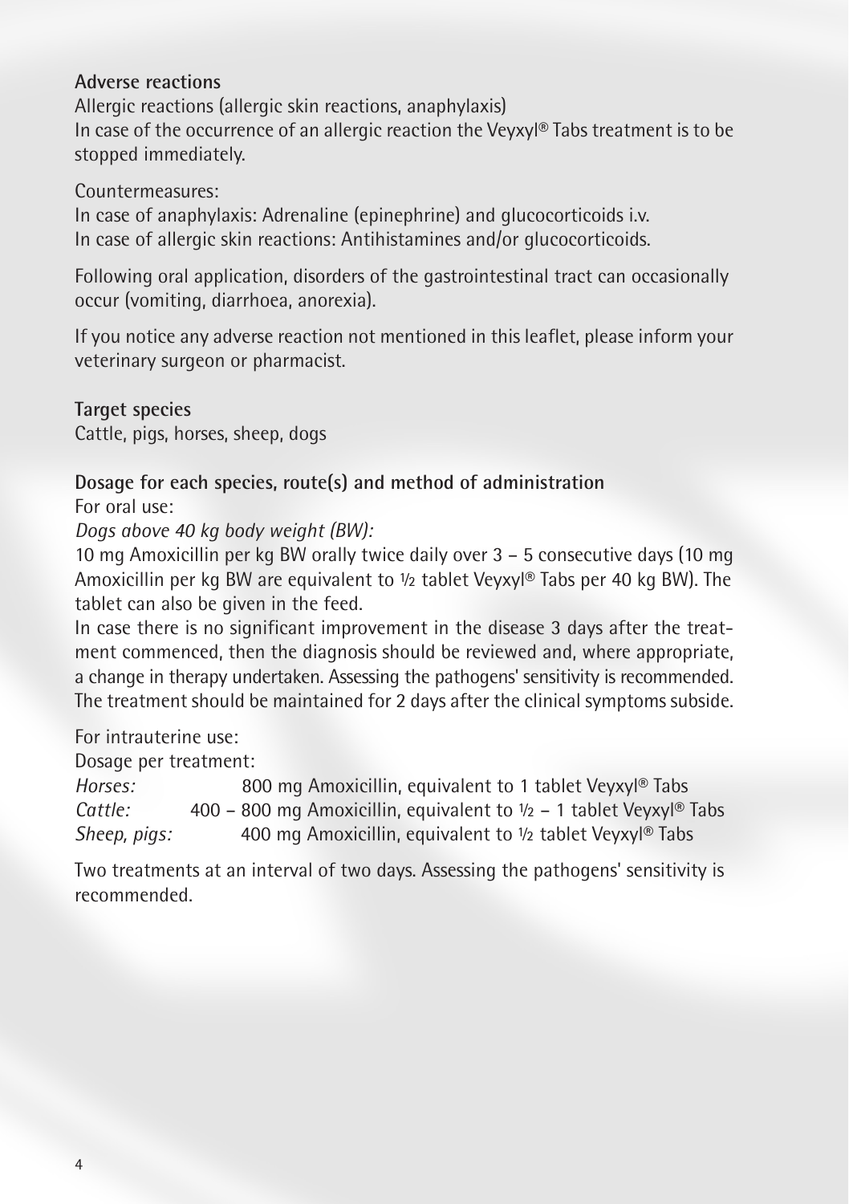**Adverse reactions**

Allergic reactions (allergic skin reactions, anaphylaxis)
In case of the occurrence of an allergic reaction the Veyxyl® Tabs treatment is to be stopped immediately.

Countermeasures:
In case of anaphylaxis: Adrenaline (epinephrine) and glucocorticoids i.v.
In case of allergic skin reactions: Antihistamines and/or glucocorticoids.

Following oral application, disorders of the gastrointestinal tract can occasionally occur (vomiting, diarrhoea, anorexia).

If you notice any adverse reaction not mentioned in this leaflet, please inform your veterinary surgeon or pharmacist.

**Target species**

Cattle, pigs, horses, sheep, dogs

**Dosage for each species, route(s) and method of administration**

For oral use:

*Dogs above 40 kg body weight (BW):*

10 mg Amoxicillin per kg BW orally twice daily over 3 – 5 consecutive days (10 mg Amoxicillin per kg BW are equivalent to ½ tablet Veyxyl® Tabs per 40 kg BW). The tablet can also be given in the feed.

In case there is no significant improvement in the disease 3 days after the treatment commenced, then the diagnosis should be reviewed and, where appropriate, a change in therapy undertaken. Assessing the pathogens' sensitivity is recommended. The treatment should be maintained for 2 days after the clinical symptoms subside.

For intrauterine use:

Dosage per treatment:

| | |
|---|---|
| *Horses:* | 800 mg Amoxicillin, equivalent to 1 tablet Veyxyl® Tabs |
| *Cattle:* | 400 – 800 mg Amoxicillin, equivalent to ½ – 1 tablet Veyxyl® Tabs |
| *Sheep, pigs:* | 400 mg Amoxicillin, equivalent to ½ tablet Veyxyl® Tabs |

Two treatments at an interval of two days. Assessing the pathogens' sensitivity is recommended.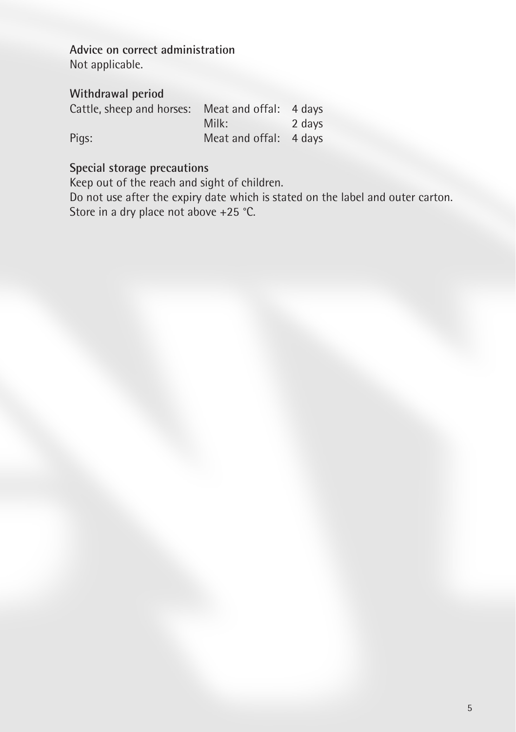**Advice on correct administration**
Not applicable.

**Withdrawal period**

| | | |
|---|---|---|
| Cattle, sheep and horses: | Meat and offal: | 4 days |
| | Milk: | 2 days |
| Pigs: | Meat and offal: | 4 days |

**Special storage precautions**
Keep out of the reach and sight of children.
Do not use after the expiry date which is stated on the label and outer carton.
Store in a dry place not above +25 °C.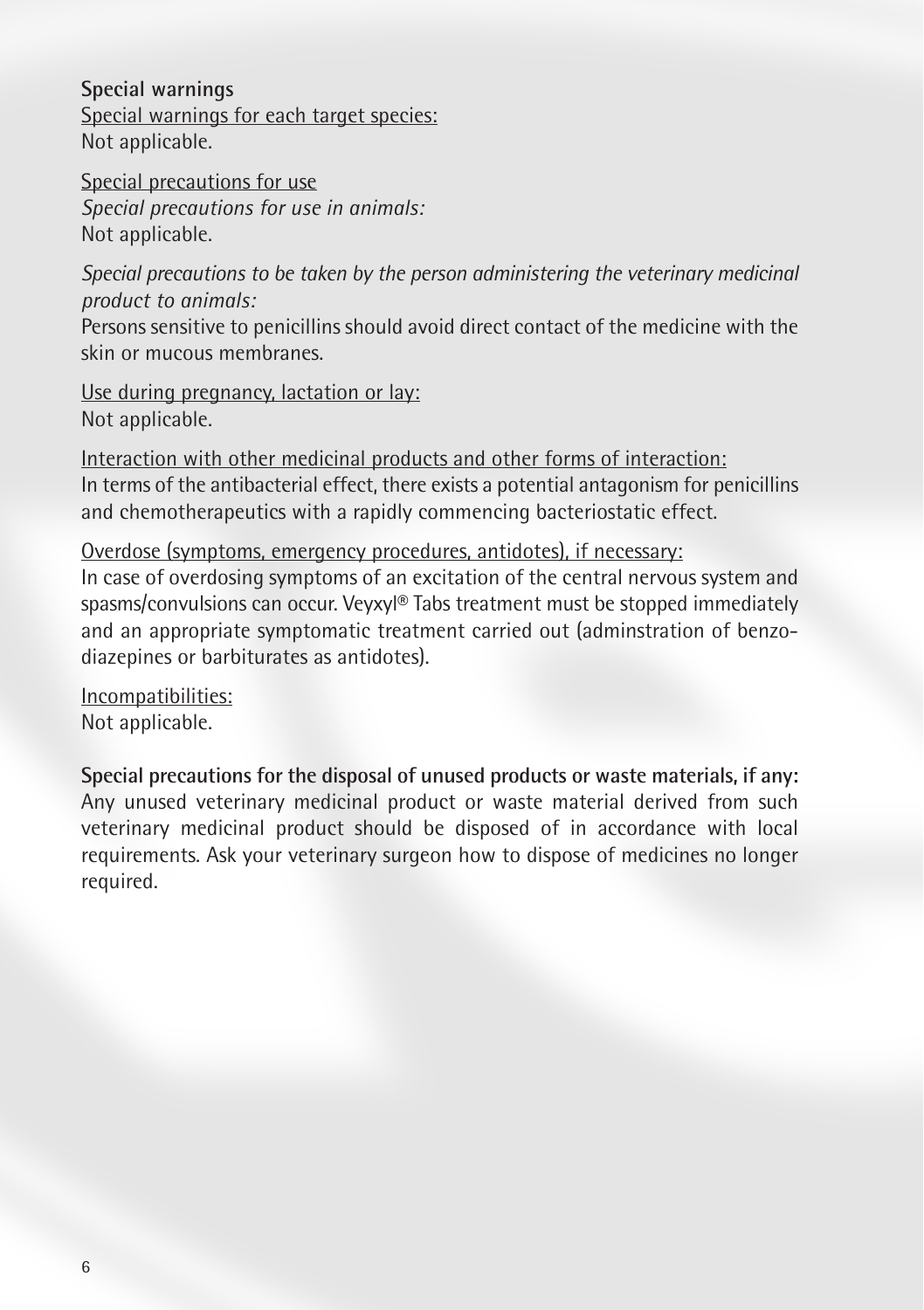**Special warnings**

Special warnings for each target species:
Not applicable.

Special precautions for use

*Special precautions for use in animals:*
Not applicable.

*Special precautions to be taken by the person administering the veterinary medicinal product to animals:*
Persons sensitive to penicillins should avoid direct contact of the medicine with the skin or mucous membranes.

Use during pregnancy, lactation or lay:
Not applicable.

Interaction with other medicinal products and other forms of interaction:
In terms of the antibacterial effect, there exists a potential antagonism for penicillins and chemotherapeutics with a rapidly commencing bacteriostatic effect.

Overdose (symptoms, emergency procedures, antidotes), if necessary:
In case of overdosing symptoms of an excitation of the central nervous system and spasms/convulsions can occur. Veyxyl® Tabs treatment must be stopped immediately and an appropriate symptomatic treatment carried out (adminstration of benzodiazepines or barbiturates as antidotes).

Incompatibilities:
Not applicable.

**Special precautions for the disposal of unused products or waste materials, if any:**
Any unused veterinary medicinal product or waste material derived from such veterinary medicinal product should be disposed of in accordance with local requirements. Ask your veterinary surgeon how to dispose of medicines no longer required.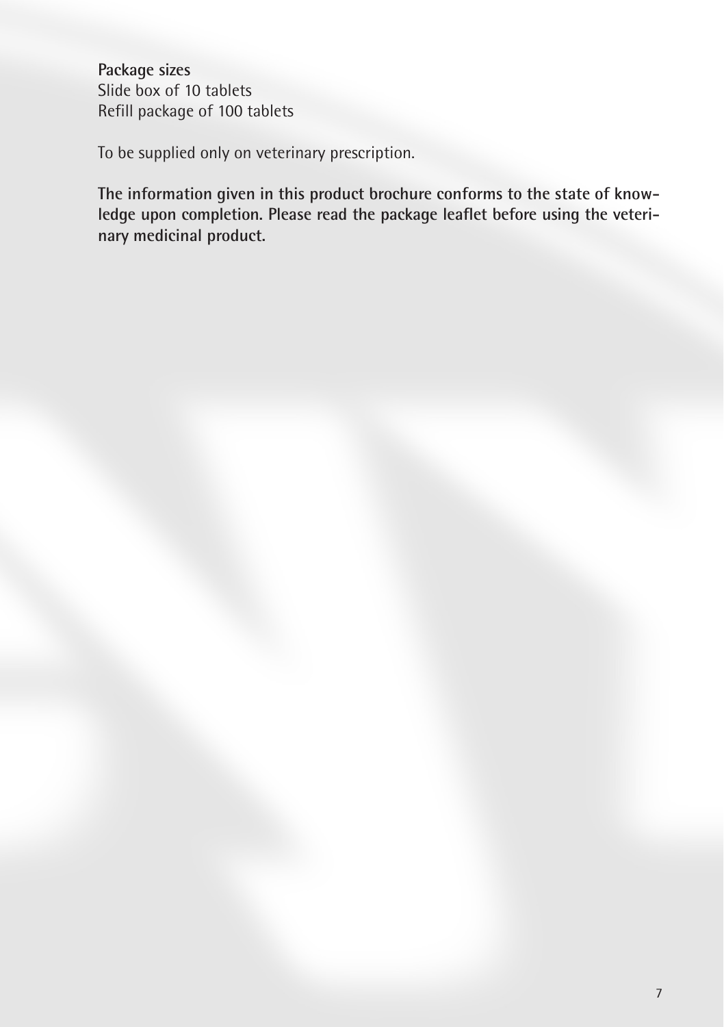**Package sizes**
Slide box of 10 tablets
Refill package of 100 tablets

To be supplied only on veterinary prescription.

**The information given in this product brochure conforms to the state of knowledge upon completion. Please read the package leaflet before using the veterinary medicinal product.**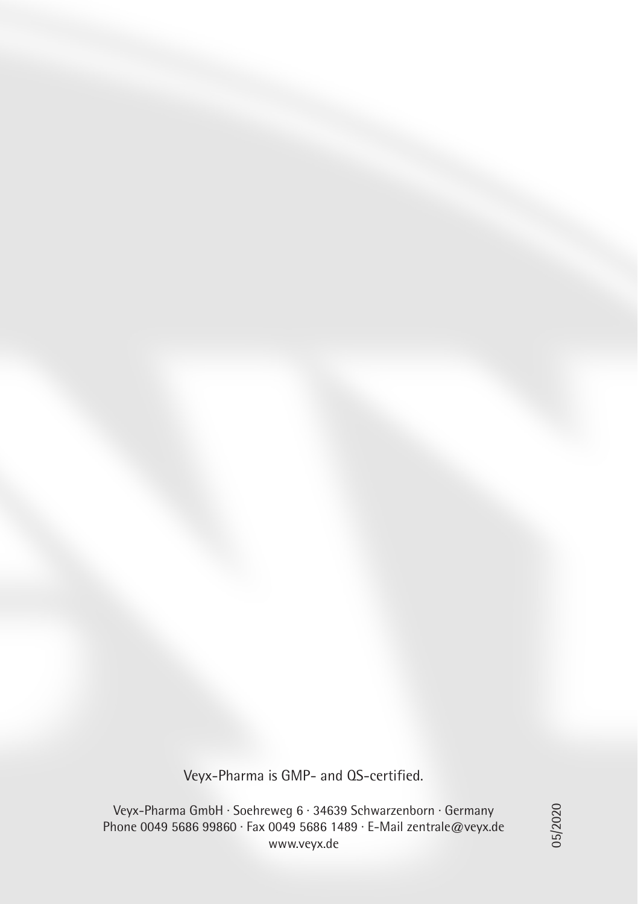Veyx-Pharma is GMP- and QS-certified.

Veyx-Pharma GmbH · Soehreweg 6 · 34639 Schwarzenborn · Germany
Phone 0049 5686 99860 · Fax 0049 5686 1489 · E-Mail zentrale@veyx.de
www.veyx.de

05/2020